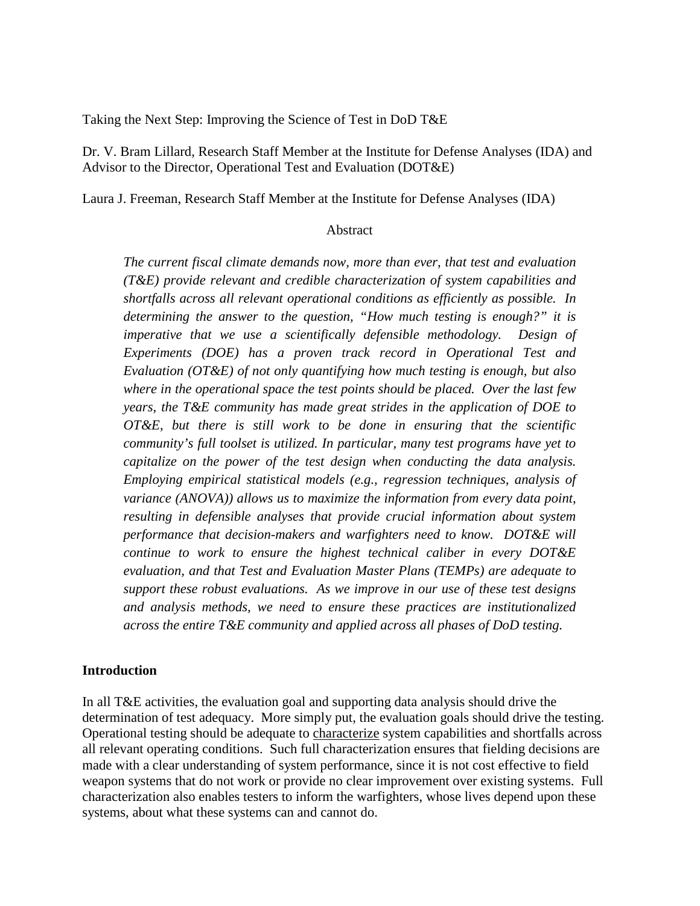# Taking the Next Step: Improving the Science of Test in DoD T&E

Dr. V. Bram Lillard, Research Staff Member at the Institute for Defense Analyses (IDA) and Advisor to the Director, Operational Test and Evaluation (DOT&E)

Laura J. Freeman, Research Staff Member at the Institute for Defense Analyses (IDA)

## Abstract

*The current fiscal climate demands now, more than ever, that test and evaluation (T&E) provide relevant and credible characterization of system capabilities and shortfalls across all relevant operational conditions as efficiently as possible. In determining the answer to the question, "How much testing is enough?" it is imperative that we use a scientifically defensible methodology. Design of Experiments (DOE) has a proven track record in Operational Test and Evaluation (OT&E) of not only quantifying how much testing is enough, but also where in the operational space the test points should be placed. Over the last few years, the T&E community has made great strides in the application of DOE to OT&E, but there is still work to be done in ensuring that the scientific community's full toolset is utilized. In particular, many test programs have yet to capitalize on the power of the test design when conducting the data analysis. Employing empirical statistical models (e.g., regression techniques, analysis of variance (ANOVA)) allows us to maximize the information from every data point, resulting in defensible analyses that provide crucial information about system performance that decision-makers and warfighters need to know. DOT&E will continue to work to ensure the highest technical caliber in every DOT&E evaluation, and that Test and Evaluation Master Plans (TEMPs) are adequate to support these robust evaluations. As we improve in our use of these test designs and analysis methods, we need to ensure these practices are institutionalized across the entire T&E community and applied across all phases of DoD testing.*

## Introduction

In all T&E activities, the evaluation goal and supporting data analysis should drive the determination of test adequacy. More simply put, the evaluation goals should drive the testing. Operational testing should be adequate to characterize system capabilities and shortfalls across all relevant operating conditions. Such full characterization ensures that fielding decisions are made with a clear understanding of system performance, since it is not cost effective to field weapon systems that do not work or provide no clear improvement over existing systems. Full characterization also enables testers to inform the warfighters, whose lives depend upon these systems, about what these systems can and cannot do.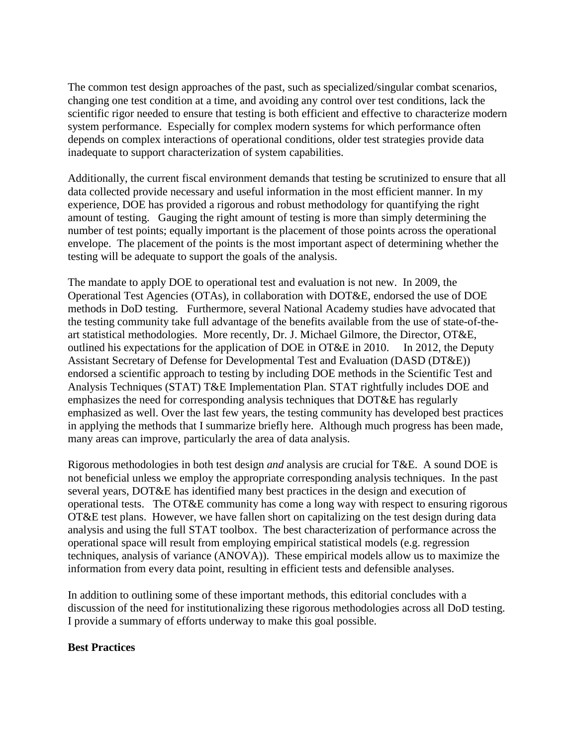The common test design approaches of the past, such as specialized/singular combat scenarios, changing one test condition at a time, and avoiding any control over test conditions, lack the scientific rigor needed to ensure that testing is both efficient and effective to characterize modern system performance. Especially for complex modern systems for which performance often depends on complex interactions of operational conditions, older test strategies provide data inadequate to support characterization of system capabilities.

Additionally, the current fiscal environment demands that testing be scrutinized to ensure that all data collected provide necessary and useful information in the most efficient manner. In my experience, DOE has provided a rigorous and robust methodology for quantifying the right amount of testing. Gauging the right amount of testing is more than simply determining the number of test points; equally important is the placement of those points across the operational envelope. The placement of the points is the most important aspect of determining whether the testing will be adequate to support the goals of the analysis.

The mandate to apply DOE to operational test and evaluation is not new. In 2009, the Operational Test Agencies (OTAs), in collaboration with DOT&E, endorsed the use of DOE methods in DoD testing. Furthermore, several National Academy studies have advocated that the testing community take full advantage of the benefits available from the use of state-of-the-art statistical methodologies. More recently, Dr. J. Michael Gilmore, the Director, OT&E, outlined his expectations for the application of DOE in OT&E in 2010. In 2012, the Deputy Assistant Secretary of Defense for Developmental Test and Evaluation (DASD (DT&E)) endorsed a scientific approach to testing by including DOE methods in the Scientific Test and Analysis Techniques (STAT) T&E Implementation Plan. STAT rightfully includes DOE and emphasizes the need for corresponding analysis techniques that DOT&E has regularly emphasized as well. Over the last few years, the testing community has developed best practices in applying the methods that I summarize briefly here. Although much progress has been made, many areas can improve, particularly the area of data analysis.

Rigorous methodologies in both test design *and* analysis are crucial for T&E. A sound DOE is not beneficial unless we employ the appropriate corresponding analysis techniques. In the past several years, DOT&E has identified many best practices in the design and execution of operational tests. The OT&E community has come a long way with respect to ensuring rigorous OT&E test plans. However, we have fallen short on capitalizing on the test design during data analysis and using the full STAT toolbox. The best characterization of performance across the operational space will result from employing empirical statistical models (e.g. regression techniques, analysis of variance (ANOVA)). These empirical models allow us to maximize the information from every data point, resulting in efficient tests and defensible analyses.

In addition to outlining some of these important methods, this editorial concludes with a discussion of the need for institutionalizing these rigorous methodologies across all DoD testing. I provide a summary of efforts underway to make this goal possible.

**Best Practices**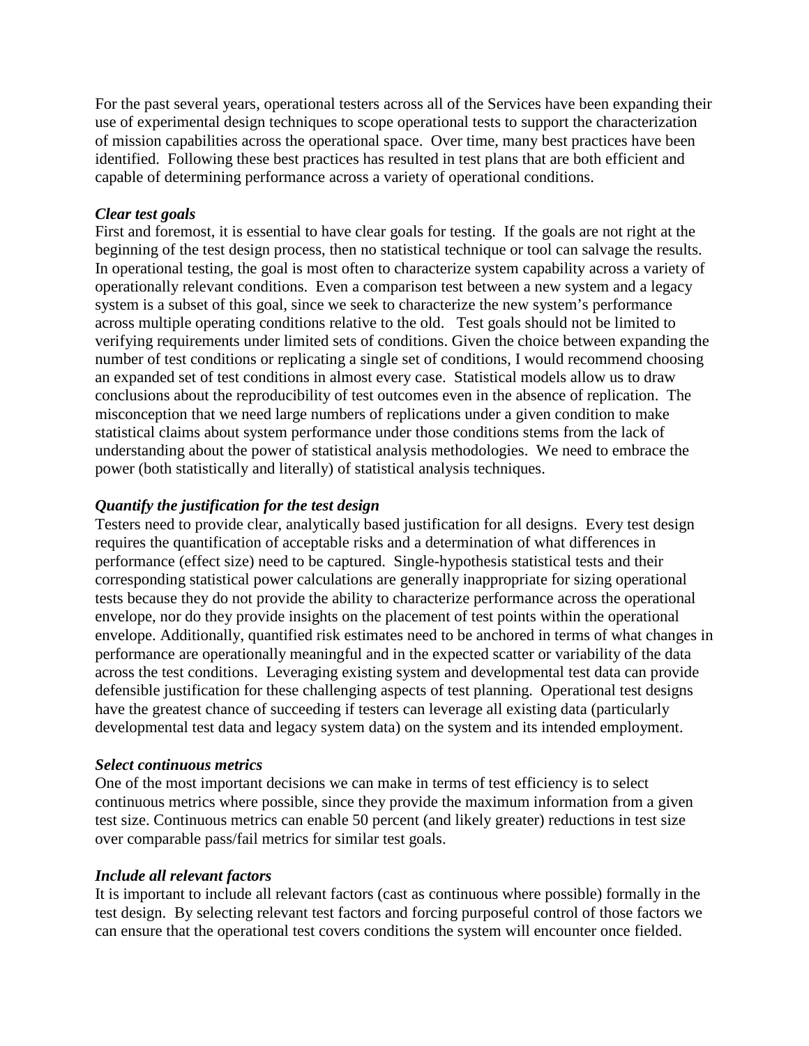For the past several years, operational testers across all of the Services have been expanding their use of experimental design techniques to scope operational tests to support the characterization of mission capabilities across the operational space. Over time, many best practices have been identified. Following these best practices has resulted in test plans that are both efficient and capable of determining performance across a variety of operational conditions.

***Clear test goals***

First and foremost, it is essential to have clear goals for testing. If the goals are not right at the beginning of the test design process, then no statistical technique or tool can salvage the results. In operational testing, the goal is most often to characterize system capability across a variety of operationally relevant conditions. Even a comparison test between a new system and a legacy system is a subset of this goal, since we seek to characterize the new system's performance across multiple operating conditions relative to the old. Test goals should not be limited to verifying requirements under limited sets of conditions. Given the choice between expanding the number of test conditions or replicating a single set of conditions, I would recommend choosing an expanded set of test conditions in almost every case. Statistical models allow us to draw conclusions about the reproducibility of test outcomes even in the absence of replication. The misconception that we need large numbers of replications under a given condition to make statistical claims about system performance under those conditions stems from the lack of understanding about the power of statistical analysis methodologies. We need to embrace the power (both statistically and literally) of statistical analysis techniques.

***Quantify the justification for the test design***

Testers need to provide clear, analytically based justification for all designs. Every test design requires the quantification of acceptable risks and a determination of what differences in performance (effect size) need to be captured. Single-hypothesis statistical tests and their corresponding statistical power calculations are generally inappropriate for sizing operational tests because they do not provide the ability to characterize performance across the operational envelope, nor do they provide insights on the placement of test points within the operational envelope. Additionally, quantified risk estimates need to be anchored in terms of what changes in performance are operationally meaningful and in the expected scatter or variability of the data across the test conditions. Leveraging existing system and developmental test data can provide defensible justification for these challenging aspects of test planning. Operational test designs have the greatest chance of succeeding if testers can leverage all existing data (particularly developmental test data and legacy system data) on the system and its intended employment.

***Select continuous metrics***

One of the most important decisions we can make in terms of test efficiency is to select continuous metrics where possible, since they provide the maximum information from a given test size. Continuous metrics can enable 50 percent (and likely greater) reductions in test size over comparable pass/fail metrics for similar test goals.

***Include all relevant factors***

It is important to include all relevant factors (cast as continuous where possible) formally in the test design. By selecting relevant test factors and forcing purposeful control of those factors we can ensure that the operational test covers conditions the system will encounter once fielded.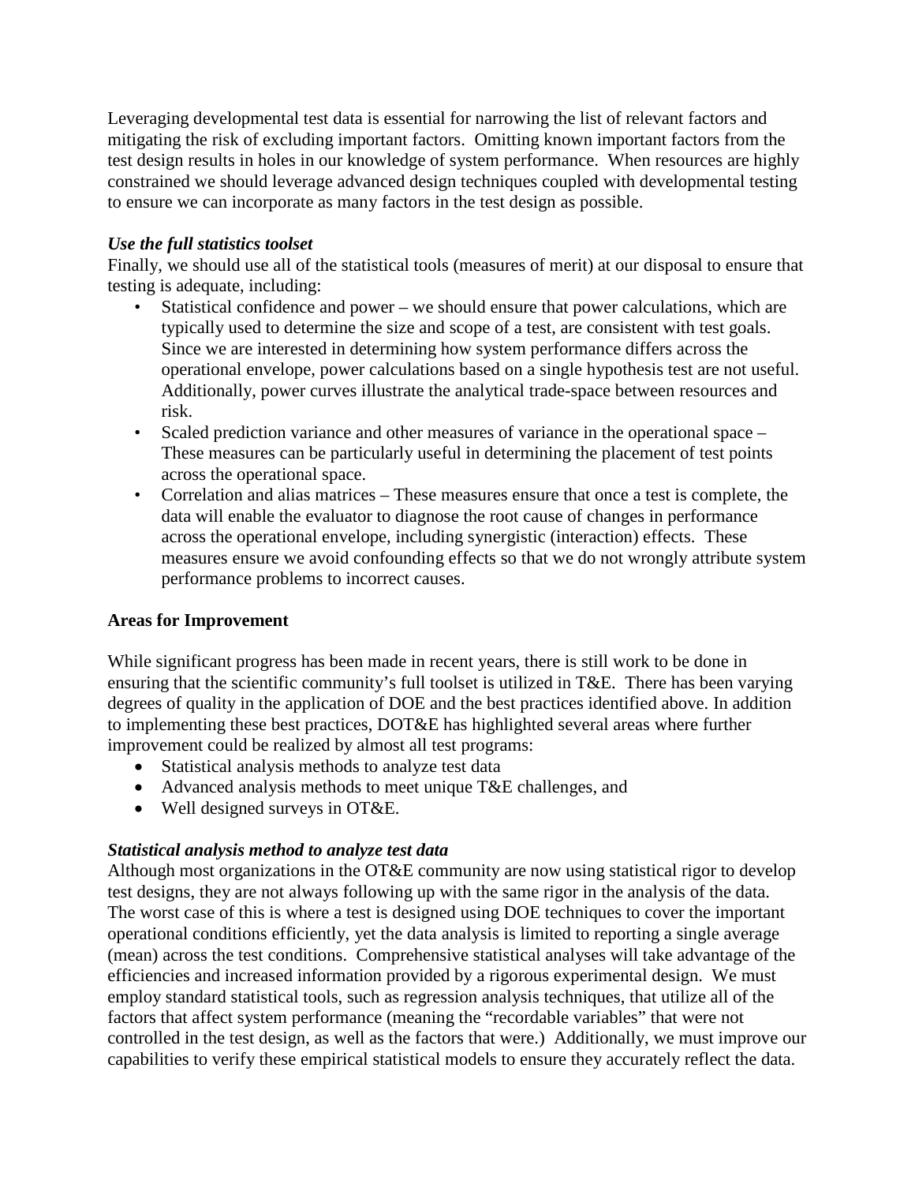Leveraging developmental test data is essential for narrowing the list of relevant factors and mitigating the risk of excluding important factors. Omitting known important factors from the test design results in holes in our knowledge of system performance. When resources are highly constrained we should leverage advanced design techniques coupled with developmental testing to ensure we can incorporate as many factors in the test design as possible.

***Use the full statistics toolset***

Finally, we should use all of the statistical tools (measures of merit) at our disposal to ensure that testing is adequate, including:

- Statistical confidence and power – we should ensure that power calculations, which are typically used to determine the size and scope of a test, are consistent with test goals. Since we are interested in determining how system performance differs across the operational envelope, power calculations based on a single hypothesis test are not useful. Additionally, power curves illustrate the analytical trade-space between resources and risk.
- Scaled prediction variance and other measures of variance in the operational space – These measures can be particularly useful in determining the placement of test points across the operational space.
- Correlation and alias matrices – These measures ensure that once a test is complete, the data will enable the evaluator to diagnose the root cause of changes in performance across the operational envelope, including synergistic (interaction) effects. These measures ensure we avoid confounding effects so that we do not wrongly attribute system performance problems to incorrect causes.

**Areas for Improvement**

While significant progress has been made in recent years, there is still work to be done in ensuring that the scientific community's full toolset is utilized in T&E. There has been varying degrees of quality in the application of DOE and the best practices identified above. In addition to implementing these best practices, DOT&E has highlighted several areas where further improvement could be realized by almost all test programs:

- Statistical analysis methods to analyze test data
- Advanced analysis methods to meet unique T&E challenges, and
- Well designed surveys in OT&E.

***Statistical analysis method to analyze test data***

Although most organizations in the OT&E community are now using statistical rigor to develop test designs, they are not always following up with the same rigor in the analysis of the data. The worst case of this is where a test is designed using DOE techniques to cover the important operational conditions efficiently, yet the data analysis is limited to reporting a single average (mean) across the test conditions. Comprehensive statistical analyses will take advantage of the efficiencies and increased information provided by a rigorous experimental design. We must employ standard statistical tools, such as regression analysis techniques, that utilize all of the factors that affect system performance (meaning the "recordable variables" that were not controlled in the test design, as well as the factors that were.) Additionally, we must improve our capabilities to verify these empirical statistical models to ensure they accurately reflect the data.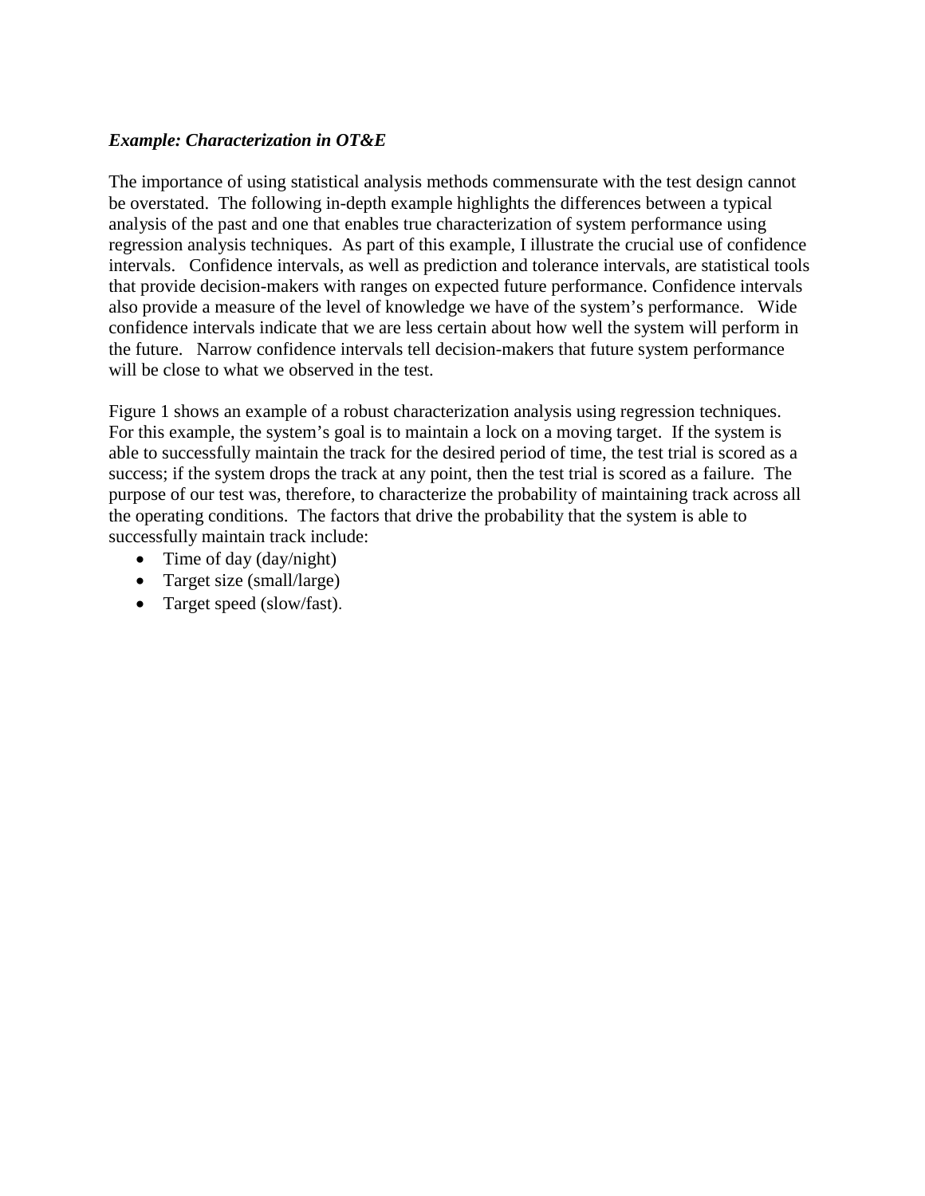***Example: Characterization in OT&E***

The importance of using statistical analysis methods commensurate with the test design cannot be overstated. The following in-depth example highlights the differences between a typical analysis of the past and one that enables true characterization of system performance using regression analysis techniques. As part of this example, I illustrate the crucial use of confidence intervals. Confidence intervals, as well as prediction and tolerance intervals, are statistical tools that provide decision-makers with ranges on expected future performance. Confidence intervals also provide a measure of the level of knowledge we have of the system's performance. Wide confidence intervals indicate that we are less certain about how well the system will perform in the future. Narrow confidence intervals tell decision-makers that future system performance will be close to what we observed in the test.

Figure 1 shows an example of a robust characterization analysis using regression techniques. For this example, the system's goal is to maintain a lock on a moving target. If the system is able to successfully maintain the track for the desired period of time, the test trial is scored as a success; if the system drops the track at any point, then the test trial is scored as a failure. The purpose of our test was, therefore, to characterize the probability of maintaining track across all the operating conditions. The factors that drive the probability that the system is able to successfully maintain track include:

- Time of day (day/night)
- Target size (small/large)
- Target speed (slow/fast).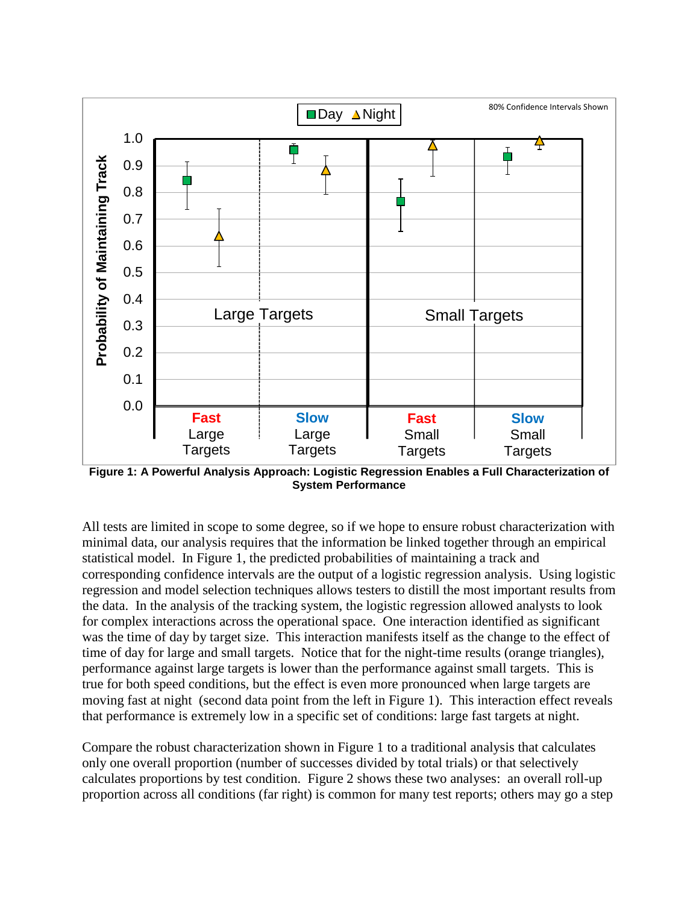**Figure 1: A Powerful Analysis Approach: Logistic Regression Enables a Full Characterization of System Performance**

All tests are limited in scope to some degree, so if we hope to ensure robust characterization with minimal data, our analysis requires that the information be linked together through an empirical statistical model. In Figure 1, the predicted probabilities of maintaining a track and corresponding confidence intervals are the output of a logistic regression analysis. Using logistic regression and model selection techniques allows testers to distill the most important results from the data. In the analysis of the tracking system, the logistic regression allowed analysts to look for complex interactions across the operational space. One interaction identified as significant was the time of day by target size. This interaction manifests itself as the change to the effect of time of day for large and small targets. Notice that for the night-time results (orange triangles), performance against large targets is lower than the performance against small targets. This is true for both speed conditions, but the effect is even more pronounced when large targets are moving fast at night (second data point from the left in Figure 1). This interaction effect reveals that performance is extremely low in a specific set of conditions: large fast targets at night.

Compare the robust characterization shown in Figure 1 to a traditional analysis that calculates only one overall proportion (number of successes divided by total trials) or that selectively calculates proportions by test condition. Figure 2 shows these two analyses: an overall roll-up proportion across all conditions (far right) is common for many test reports; others may go a step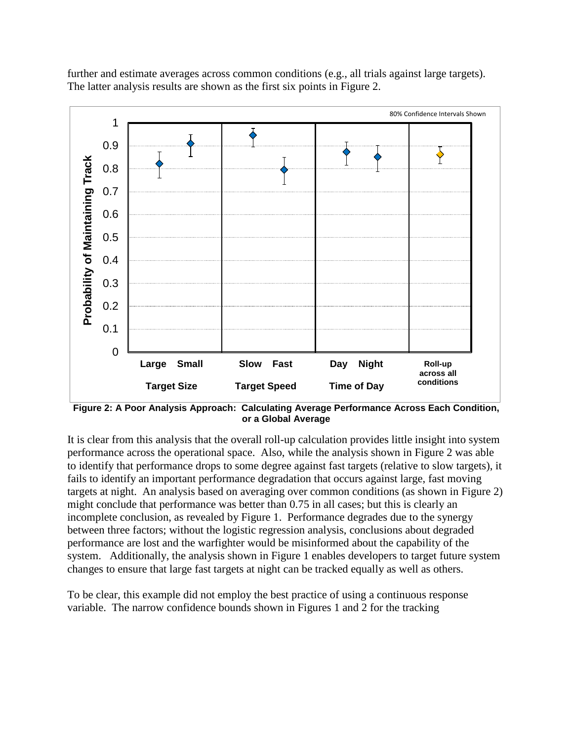further and estimate averages across common conditions (e.g., all trials against large targets). The latter analysis results are shown as the first six points in Figure 2.

**Figure 2: A Poor Analysis Approach: Calculating Average Performance Across Each Condition, or a Global Average**

It is clear from this analysis that the overall roll-up calculation provides little insight into system performance across the operational space. Also, while the analysis shown in Figure 2 was able to identify that performance drops to some degree against fast targets (relative to slow targets), it fails to identify an important performance degradation that occurs against large, fast moving targets at night. An analysis based on averaging over common conditions (as shown in Figure 2) might conclude that performance was better than 0.75 in all cases; but this is clearly an incomplete conclusion, as revealed by Figure 1. Performance degrades due to the synergy between three factors; without the logistic regression analysis, conclusions about degraded performance are lost and the warfighter would be misinformed about the capability of the system. Additionally, the analysis shown in Figure 1 enables developers to target future system changes to ensure that large fast targets at night can be tracked equally as well as others.

To be clear, this example did not employ the best practice of using a continuous response variable. The narrow confidence bounds shown in Figures 1 and 2 for the tracking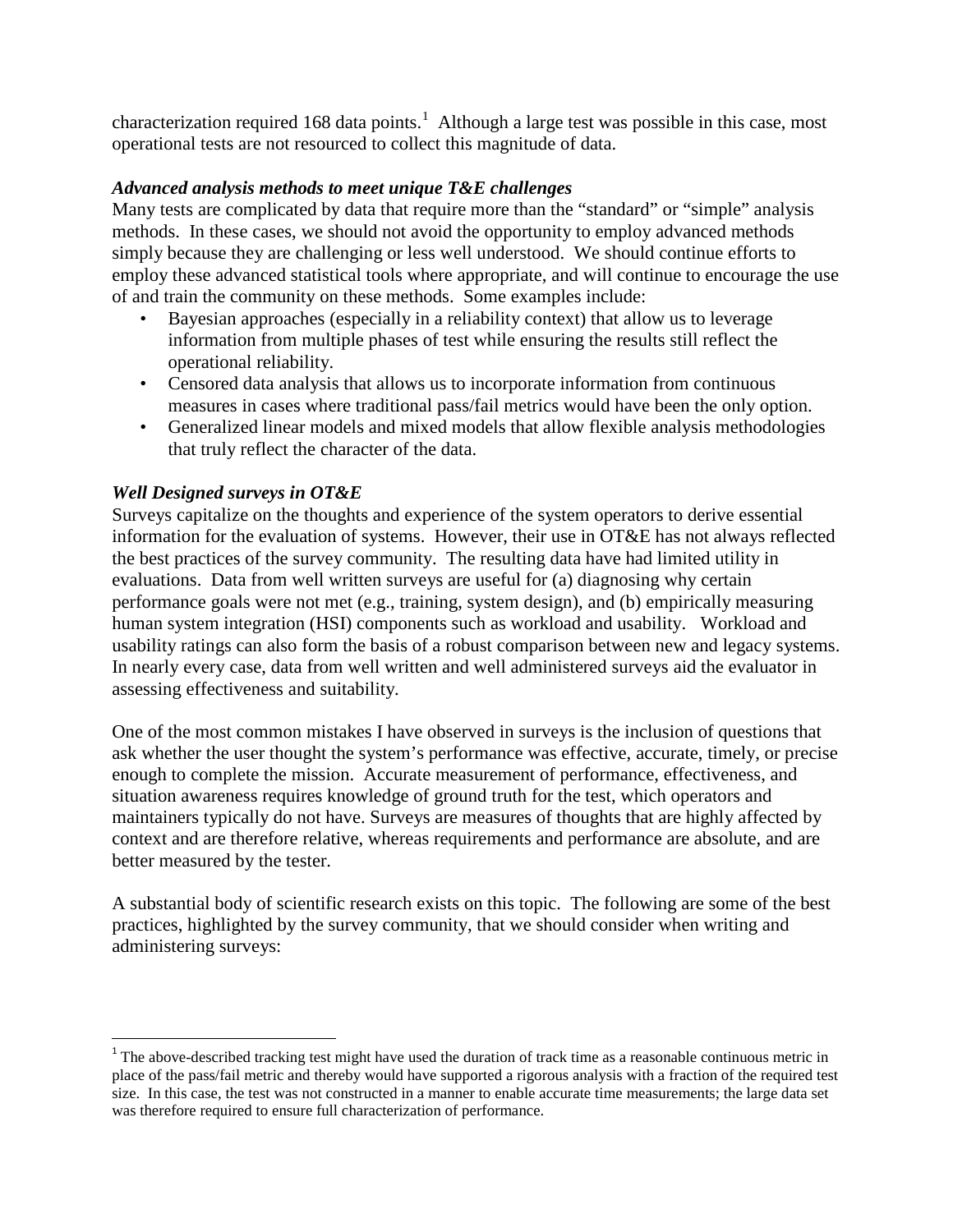characterization required 168 data points.[1] Although a large test was possible in this case, most operational tests are not resourced to collect this magnitude of data.

***Advanced analysis methods to meet unique T&E challenges***

Many tests are complicated by data that require more than the "standard" or "simple" analysis methods. In these cases, we should not avoid the opportunity to employ advanced methods simply because they are challenging or less well understood. We should continue efforts to employ these advanced statistical tools where appropriate, and will continue to encourage the use of and train the community on these methods. Some examples include:

- Bayesian approaches (especially in a reliability context) that allow us to leverage information from multiple phases of test while ensuring the results still reflect the operational reliability.
- Censored data analysis that allows us to incorporate information from continuous measures in cases where traditional pass/fail metrics would have been the only option.
- Generalized linear models and mixed models that allow flexible analysis methodologies that truly reflect the character of the data.

***Well Designed surveys in OT&E***

Surveys capitalize on the thoughts and experience of the system operators to derive essential information for the evaluation of systems. However, their use in OT&E has not always reflected the best practices of the survey community. The resulting data have had limited utility in evaluations. Data from well written surveys are useful for (a) diagnosing why certain performance goals were not met (e.g., training, system design), and (b) empirically measuring human system integration (HSI) components such as workload and usability. Workload and usability ratings can also form the basis of a robust comparison between new and legacy systems. In nearly every case, data from well written and well administered surveys aid the evaluator in assessing effectiveness and suitability.

One of the most common mistakes I have observed in surveys is the inclusion of questions that ask whether the user thought the system's performance was effective, accurate, timely, or precise enough to complete the mission. Accurate measurement of performance, effectiveness, and situation awareness requires knowledge of ground truth for the test, which operators and maintainers typically do not have. Surveys are measures of thoughts that are highly affected by context and are therefore relative, whereas requirements and performance are absolute, and are better measured by the tester.

A substantial body of scientific research exists on this topic. The following are some of the best practices, highlighted by the survey community, that we should consider when writing and administering surveys:

---

[1] The above-described tracking test might have used the duration of track time as a reasonable continuous metric in place of the pass/fail metric and thereby would have supported a rigorous analysis with a fraction of the required test size. In this case, the test was not constructed in a manner to enable accurate time measurements; the large data set was therefore required to ensure full characterization of performance.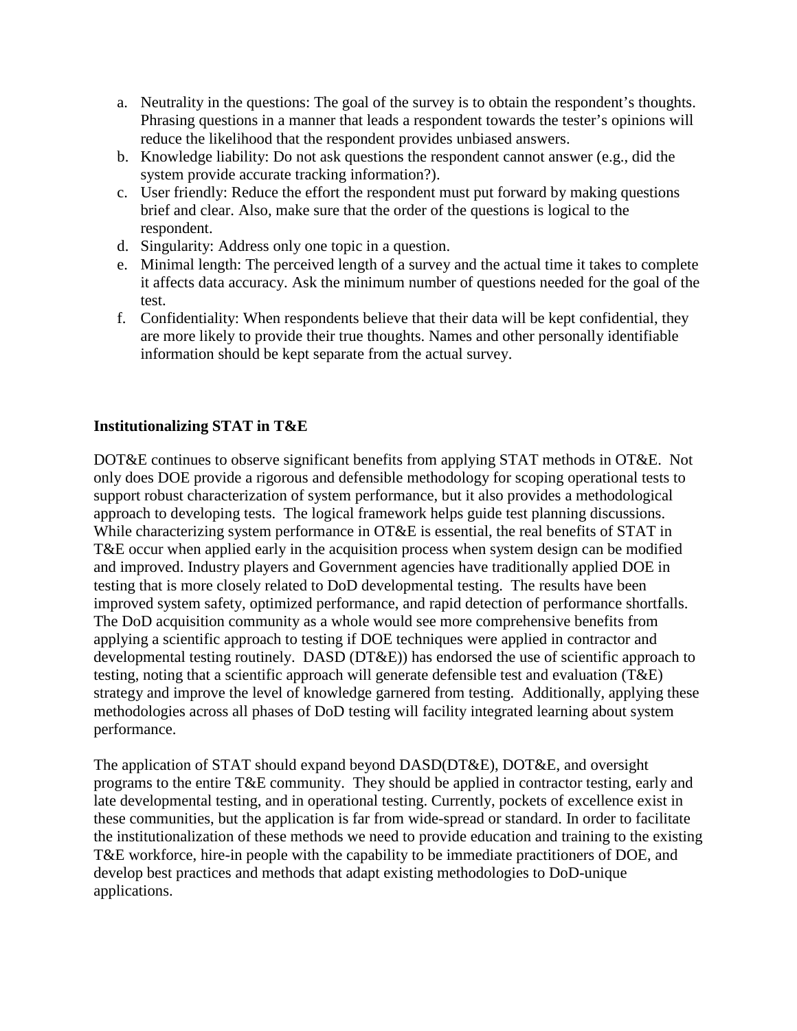a. Neutrality in the questions: The goal of the survey is to obtain the respondent's thoughts. Phrasing questions in a manner that leads a respondent towards the tester's opinions will reduce the likelihood that the respondent provides unbiased answers.
b. Knowledge liability: Do not ask questions the respondent cannot answer (e.g., did the system provide accurate tracking information?).
c. User friendly: Reduce the effort the respondent must put forward by making questions brief and clear. Also, make sure that the order of the questions is logical to the respondent.
d. Singularity: Address only one topic in a question.
e. Minimal length: The perceived length of a survey and the actual time it takes to complete it affects data accuracy. Ask the minimum number of questions needed for the goal of the test.
f. Confidentiality: When respondents believe that their data will be kept confidential, they are more likely to provide their true thoughts. Names and other personally identifiable information should be kept separate from the actual survey.

**Institutionalizing STAT in T&E**

DOT&E continues to observe significant benefits from applying STAT methods in OT&E. Not only does DOE provide a rigorous and defensible methodology for scoping operational tests to support robust characterization of system performance, but it also provides a methodological approach to developing tests. The logical framework helps guide test planning discussions. While characterizing system performance in OT&E is essential, the real benefits of STAT in T&E occur when applied early in the acquisition process when system design can be modified and improved. Industry players and Government agencies have traditionally applied DOE in testing that is more closely related to DoD developmental testing. The results have been improved system safety, optimized performance, and rapid detection of performance shortfalls. The DoD acquisition community as a whole would see more comprehensive benefits from applying a scientific approach to testing if DOE techniques were applied in contractor and developmental testing routinely. DASD (DT&E)) has endorsed the use of scientific approach to testing, noting that a scientific approach will generate defensible test and evaluation (T&E) strategy and improve the level of knowledge garnered from testing. Additionally, applying these methodologies across all phases of DoD testing will facility integrated learning about system performance.

The application of STAT should expand beyond DASD(DT&E), DOT&E, and oversight programs to the entire T&E community. They should be applied in contractor testing, early and late developmental testing, and in operational testing. Currently, pockets of excellence exist in these communities, but the application is far from wide-spread or standard. In order to facilitate the institutionalization of these methods we need to provide education and training to the existing T&E workforce, hire-in people with the capability to be immediate practitioners of DOE, and develop best practices and methods that adapt existing methodologies to DoD-unique applications.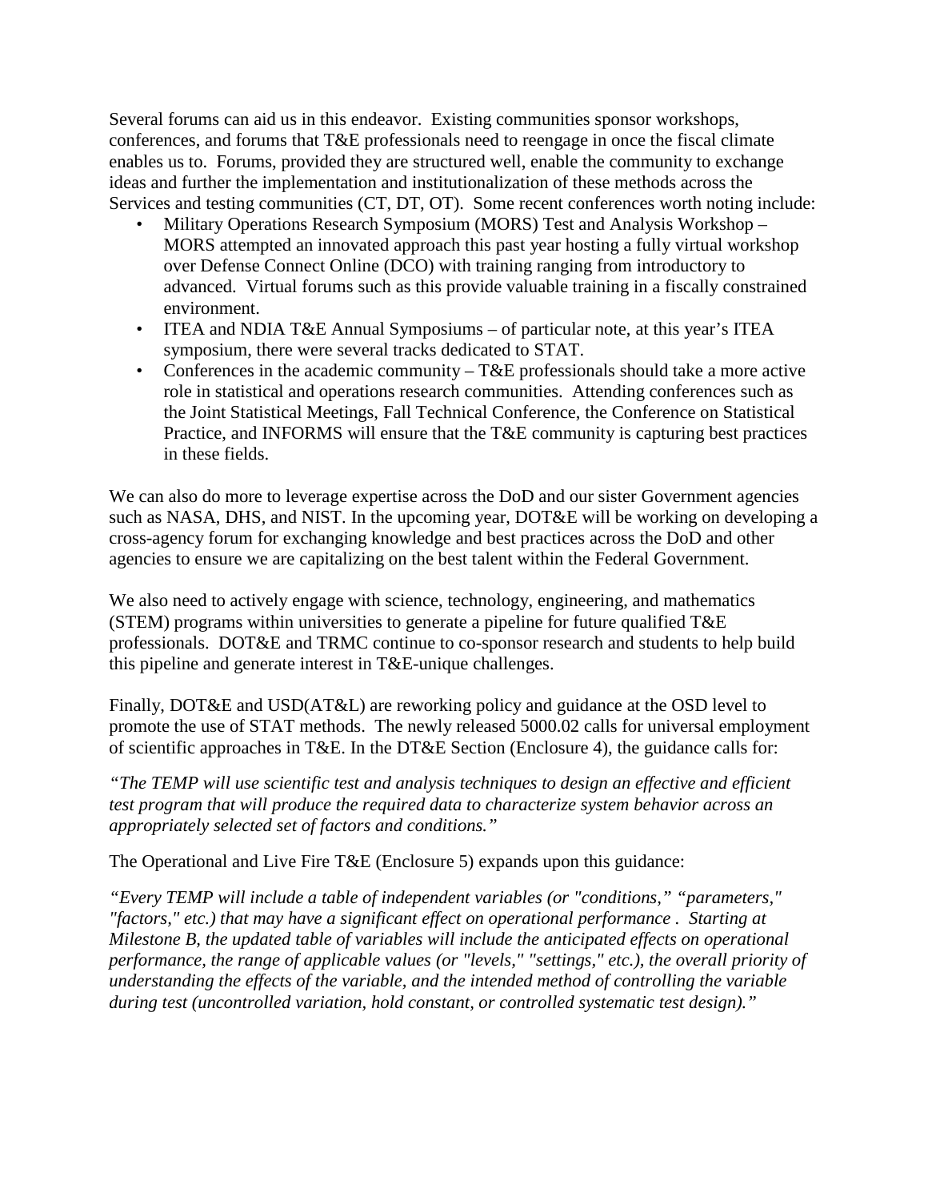Several forums can aid us in this endeavor. Existing communities sponsor workshops, conferences, and forums that T&E professionals need to reengage in once the fiscal climate enables us to. Forums, provided they are structured well, enable the community to exchange ideas and further the implementation and institutionalization of these methods across the Services and testing communities (CT, DT, OT). Some recent conferences worth noting include:

- Military Operations Research Symposium (MORS) Test and Analysis Workshop – MORS attempted an innovated approach this past year hosting a fully virtual workshop over Defense Connect Online (DCO) with training ranging from introductory to advanced. Virtual forums such as this provide valuable training in a fiscally constrained environment.
- ITEA and NDIA T&E Annual Symposiums – of particular note, at this year's ITEA symposium, there were several tracks dedicated to STAT.
- Conferences in the academic community – T&E professionals should take a more active role in statistical and operations research communities. Attending conferences such as the Joint Statistical Meetings, Fall Technical Conference, the Conference on Statistical Practice, and INFORMS will ensure that the T&E community is capturing best practices in these fields.

We can also do more to leverage expertise across the DoD and our sister Government agencies such as NASA, DHS, and NIST. In the upcoming year, DOT&E will be working on developing a cross-agency forum for exchanging knowledge and best practices across the DoD and other agencies to ensure we are capitalizing on the best talent within the Federal Government.

We also need to actively engage with science, technology, engineering, and mathematics (STEM) programs within universities to generate a pipeline for future qualified T&E professionals. DOT&E and TRMC continue to co-sponsor research and students to help build this pipeline and generate interest in T&E-unique challenges.

Finally, DOT&E and USD(AT&L) are reworking policy and guidance at the OSD level to promote the use of STAT methods. The newly released 5000.02 calls for universal employment of scientific approaches in T&E. In the DT&E Section (Enclosure 4), the guidance calls for:

*"The TEMP will use scientific test and analysis techniques to design an effective and efficient test program that will produce the required data to characterize system behavior across an appropriately selected set of factors and conditions."*

The Operational and Live Fire T&E (Enclosure 5) expands upon this guidance:

*"Every TEMP will include a table of independent variables (or "conditions," "parameters," "factors," etc.) that may have a significant effect on operational performance . Starting at Milestone B, the updated table of variables will include the anticipated effects on operational performance, the range of applicable values (or "levels," "settings," etc.), the overall priority of understanding the effects of the variable, and the intended method of controlling the variable during test (uncontrolled variation, hold constant, or controlled systematic test design)."*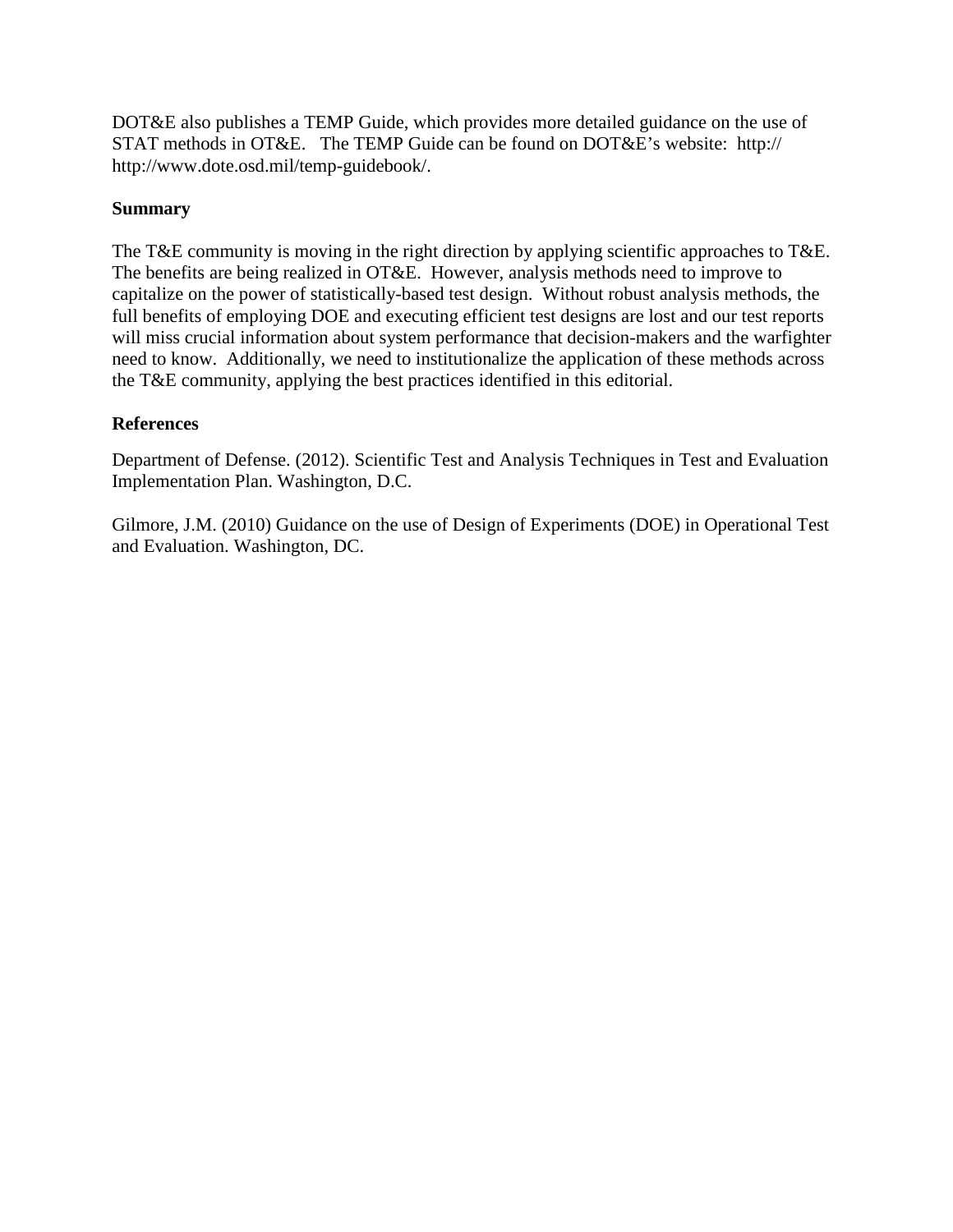DOT&E also publishes a TEMP Guide, which provides more detailed guidance on the use of STAT methods in OT&E. The TEMP Guide can be found on DOT&E's website: http:// http://www.dote.osd.mil/temp-guidebook/.

**Summary**

The T&E community is moving in the right direction by applying scientific approaches to T&E. The benefits are being realized in OT&E. However, analysis methods need to improve to capitalize on the power of statistically-based test design. Without robust analysis methods, the full benefits of employing DOE and executing efficient test designs are lost and our test reports will miss crucial information about system performance that decision-makers and the warfighter need to know. Additionally, we need to institutionalize the application of these methods across the T&E community, applying the best practices identified in this editorial.

**References**

Department of Defense. (2012). Scientific Test and Analysis Techniques in Test and Evaluation Implementation Plan. Washington, D.C.

Gilmore, J.M. (2010) Guidance on the use of Design of Experiments (DOE) in Operational Test and Evaluation. Washington, DC.